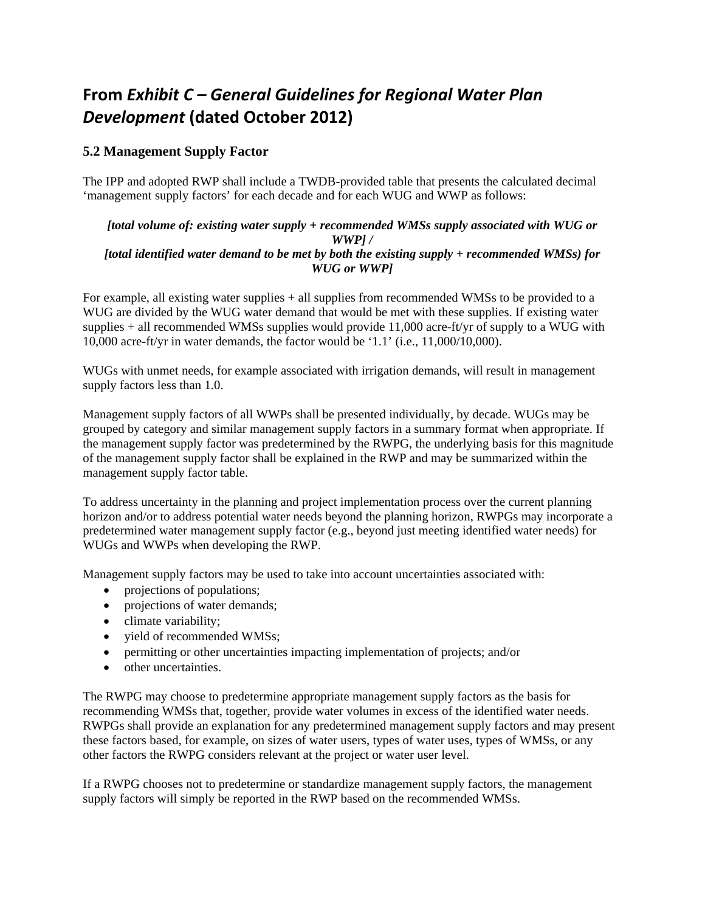# From *Exhibit C – General Guidelines for Regional Water Plan Development* (dated October 2012)

### 5.2 Management Supply Factor

The IPP and adopted RWP shall include a TWDB-provided table that presents the calculated decimal 'management supply factors' for each decade and for each WUG and WWP as follows:

***[total volume of: existing water supply + recommended WMSs supply associated with WUG or WWP] /***
***[total identified water demand to be met by both the existing supply + recommended WMSs) for WUG or WWP]***

For example, all existing water supplies + all supplies from recommended WMSs to be provided to a WUG are divided by the WUG water demand that would be met with these supplies. If existing water supplies + all recommended WMSs supplies would provide 11,000 acre-ft/yr of supply to a WUG with 10,000 acre-ft/yr in water demands, the factor would be '1.1' (i.e., 11,000/10,000).

WUGs with unmet needs, for example associated with irrigation demands, will result in management supply factors less than 1.0.

Management supply factors of all WWPs shall be presented individually, by decade. WUGs may be grouped by category and similar management supply factors in a summary format when appropriate. If the management supply factor was predetermined by the RWPG, the underlying basis for this magnitude of the management supply factor shall be explained in the RWP and may be summarized within the management supply factor table.

To address uncertainty in the planning and project implementation process over the current planning horizon and/or to address potential water needs beyond the planning horizon, RWPGs may incorporate a predetermined water management supply factor (e.g., beyond just meeting identified water needs) for WUGs and WWPs when developing the RWP.

Management supply factors may be used to take into account uncertainties associated with:

- projections of populations;
- projections of water demands;
- climate variability;
- yield of recommended WMSs;
- permitting or other uncertainties impacting implementation of projects; and/or
- other uncertainties.

The RWPG may choose to predetermine appropriate management supply factors as the basis for recommending WMSs that, together, provide water volumes in excess of the identified water needs. RWPGs shall provide an explanation for any predetermined management supply factors and may present these factors based, for example, on sizes of water users, types of water uses, types of WMSs, or any other factors the RWPG considers relevant at the project or water user level.

If a RWPG chooses not to predetermine or standardize management supply factors, the management supply factors will simply be reported in the RWP based on the recommended WMSs.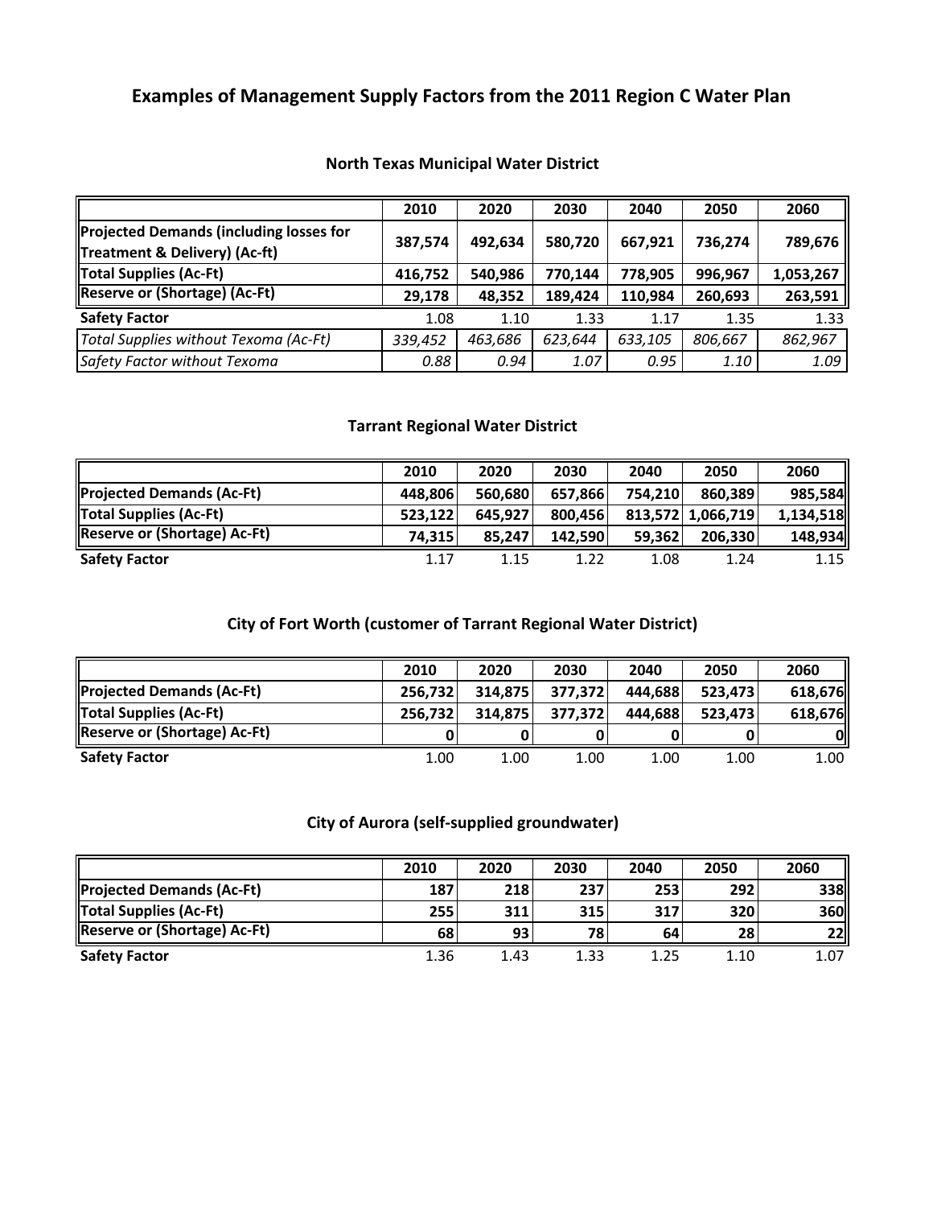# Examples of Management Supply Factors from the 2011 Region C Water Plan

## North Texas Municipal Water District

| | 2010 | 2020 | 2030 | 2040 | 2050 | 2060 |
|---|---|---|---|---|---|---|
| **Projected Demands (including losses for Treatment & Delivery) (Ac-ft)** | **387,574** | **492,634** | **580,720** | **667,921** | **736,274** | **789,676** |
| **Total Supplies (Ac-Ft)** | **416,752** | **540,986** | **770,144** | **778,905** | **996,967** | **1,053,267** |
| **Reserve or (Shortage) (Ac-Ft)** | **29,178** | **48,352** | **189,424** | **110,984** | **260,693** | **263,591** |
| **Safety Factor** | 1.08 | 1.10 | 1.33 | 1.17 | 1.35 | 1.33 |
| *Total Supplies without Texoma (Ac-Ft)* | *339,452* | *463,686* | *623,644* | *633,105* | *806,667* | *862,967* |
| *Safety Factor without Texoma* | *0.88* | *0.94* | *1.07* | *0.95* | *1.10* | *1.09* |

## Tarrant Regional Water District

| | 2010 | 2020 | 2030 | 2040 | 2050 | 2060 |
|---|---|---|---|---|---|---|
| **Projected Demands (Ac-Ft)** | **448,806** | **560,680** | **657,866** | **754,210** | **860,389** | **985,584** |
| **Total Supplies (Ac-Ft)** | **523,122** | **645,927** | **800,456** | **813,572** | **1,066,719** | **1,134,518** |
| **Reserve or (Shortage) Ac-Ft)** | **74,315** | **85,247** | **142,590** | **59,362** | **206,330** | **148,934** |
| **Safety Factor** | 1.17 | 1.15 | 1.22 | 1.08 | 1.24 | 1.15 |

## City of Fort Worth (customer of Tarrant Regional Water District)

| | 2010 | 2020 | 2030 | 2040 | 2050 | 2060 |
|---|---|---|---|---|---|---|
| **Projected Demands (Ac-Ft)** | **256,732** | **314,875** | **377,372** | **444,688** | **523,473** | **618,676** |
| **Total Supplies (Ac-Ft)** | **256,732** | **314,875** | **377,372** | **444,688** | **523,473** | **618,676** |
| **Reserve or (Shortage) Ac-Ft)** | **0** | **0** | **0** | **0** | **0** | **0** |
| **Safety Factor** | 1.00 | 1.00 | 1.00 | 1.00 | 1.00 | 1.00 |

## City of Aurora (self-supplied groundwater)

| | 2010 | 2020 | 2030 | 2040 | 2050 | 2060 |
|---|---|---|---|---|---|---|
| **Projected Demands (Ac-Ft)** | **187** | **218** | **237** | **253** | **292** | **338** |
| **Total Supplies (Ac-Ft)** | **255** | **311** | **315** | **317** | **320** | **360** |
| **Reserve or (Shortage) Ac-Ft)** | **68** | **93** | **78** | **64** | **28** | **22** |
| **Safety Factor** | 1.36 | 1.43 | 1.33 | 1.25 | 1.10 | 1.07 |